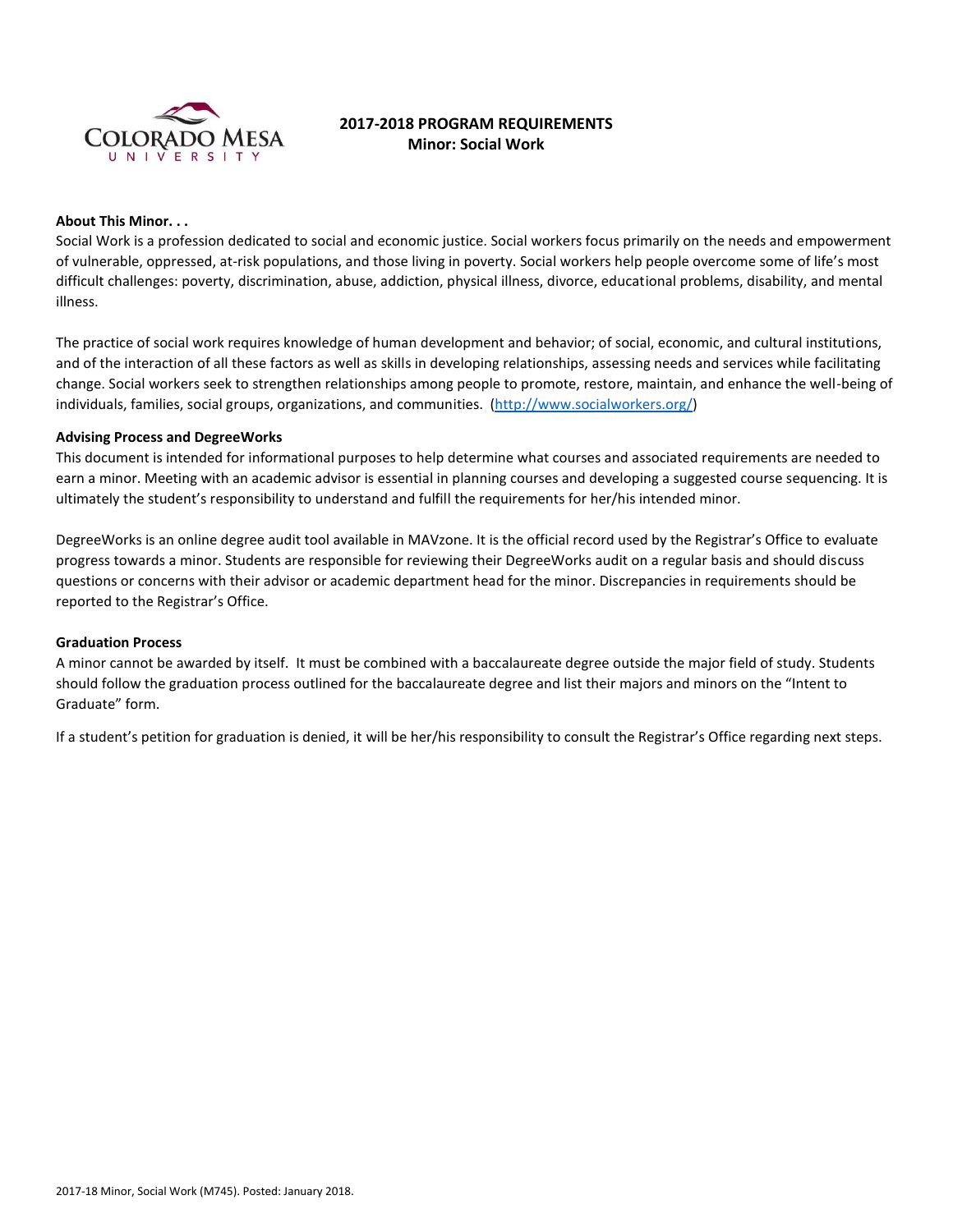# 2017-2018 PROGRAM REQUIREMENTS
## Minor: Social Work

### About This Minor. . .

Social Work is a profession dedicated to social and economic justice. Social workers focus primarily on the needs and empowerment of vulnerable, oppressed, at-risk populations, and those living in poverty. Social workers help people overcome some of life's most difficult challenges: poverty, discrimination, abuse, addiction, physical illness, divorce, educational problems, disability, and mental illness.

The practice of social work requires knowledge of human development and behavior; of social, economic, and cultural institutions, and of the interaction of all these factors as well as skills in developing relationships, assessing needs and services while facilitating change. Social workers seek to strengthen relationships among people to promote, restore, maintain, and enhance the well-being of individuals, families, social groups, organizations, and communities. (http://www.socialworkers.org/)

### Advising Process and DegreeWorks

This document is intended for informational purposes to help determine what courses and associated requirements are needed to earn a minor. Meeting with an academic advisor is essential in planning courses and developing a suggested course sequencing. It is ultimately the student's responsibility to understand and fulfill the requirements for her/his intended minor.

DegreeWorks is an online degree audit tool available in MAVzone. It is the official record used by the Registrar's Office to evaluate progress towards a minor. Students are responsible for reviewing their DegreeWorks audit on a regular basis and should discuss questions or concerns with their advisor or academic department head for the minor. Discrepancies in requirements should be reported to the Registrar's Office.

### Graduation Process

A minor cannot be awarded by itself. It must be combined with a baccalaureate degree outside the major field of study. Students should follow the graduation process outlined for the baccalaureate degree and list their majors and minors on the "Intent to Graduate" form.

If a student's petition for graduation is denied, it will be her/his responsibility to consult the Registrar's Office regarding next steps.

2017-18 Minor, Social Work (M745). Posted: January 2018.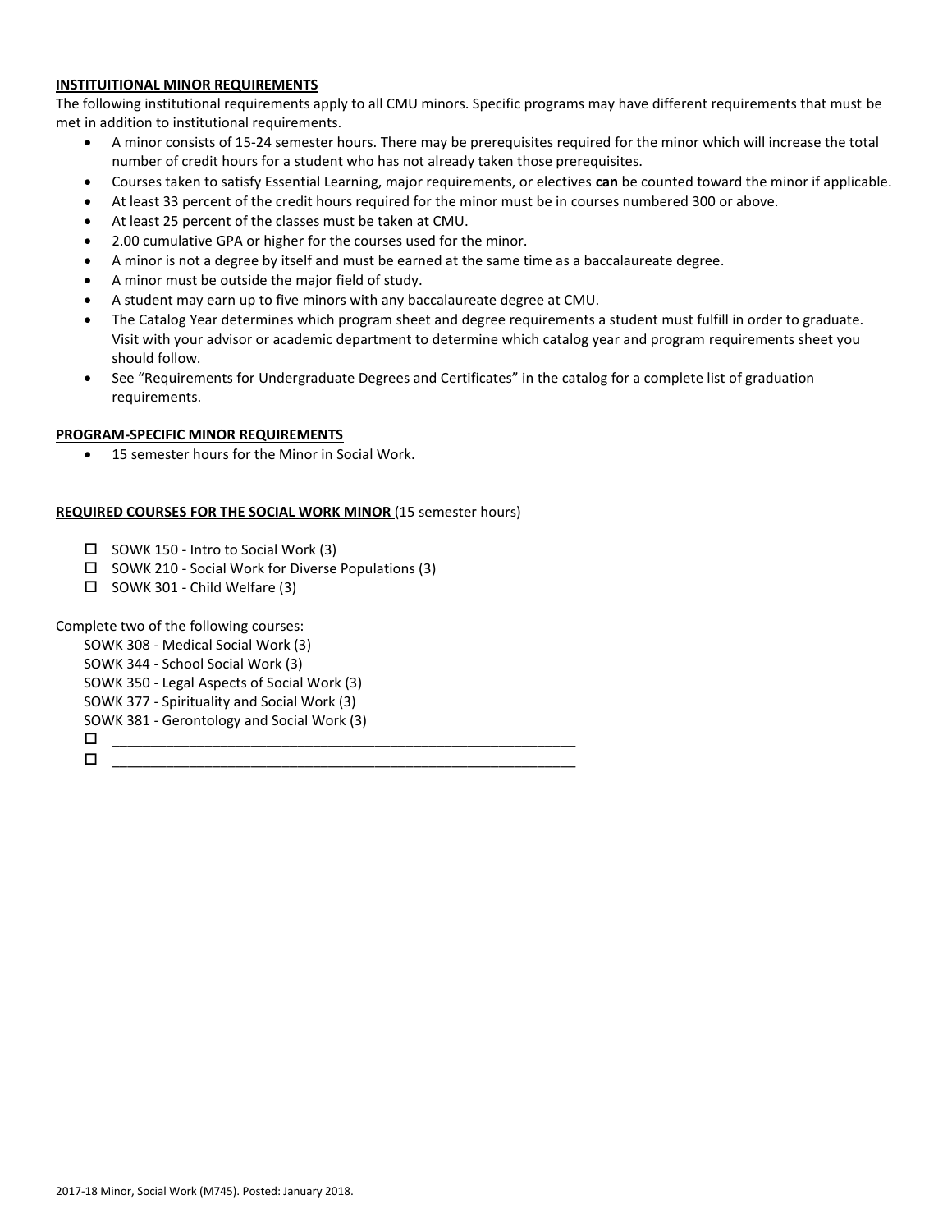**INSTITUITIONAL MINOR REQUIREMENTS**

The following institutional requirements apply to all CMU minors. Specific programs may have different requirements that must be met in addition to institutional requirements.

- A minor consists of 15-24 semester hours. There may be prerequisites required for the minor which will increase the total number of credit hours for a student who has not already taken those prerequisites.
- Courses taken to satisfy Essential Learning, major requirements, or electives **can** be counted toward the minor if applicable.
- At least 33 percent of the credit hours required for the minor must be in courses numbered 300 or above.
- At least 25 percent of the classes must be taken at CMU.
- 2.00 cumulative GPA or higher for the courses used for the minor.
- A minor is not a degree by itself and must be earned at the same time as a baccalaureate degree.
- A minor must be outside the major field of study.
- A student may earn up to five minors with any baccalaureate degree at CMU.
- The Catalog Year determines which program sheet and degree requirements a student must fulfill in order to graduate. Visit with your advisor or academic department to determine which catalog year and program requirements sheet you should follow.
- See "Requirements for Undergraduate Degrees and Certificates" in the catalog for a complete list of graduation requirements.

**PROGRAM-SPECIFIC MINOR REQUIREMENTS**

- 15 semester hours for the Minor in Social Work.

**REQUIRED COURSES FOR THE SOCIAL WORK MINOR** (15 semester hours)

- ☐ SOWK 150 - Intro to Social Work (3)
- ☐ SOWK 210 - Social Work for Diverse Populations (3)
- ☐ SOWK 301 - Child Welfare (3)

Complete two of the following courses:

SOWK 308 - Medical Social Work (3)
SOWK 344 - School Social Work (3)
SOWK 350 - Legal Aspects of Social Work (3)
SOWK 377 - Spirituality and Social Work (3)
SOWK 381 - Gerontology and Social Work (3)

- ☐ ____________________________________________
- ☐ ____________________________________________

2017-18 Minor, Social Work (M745). Posted: January 2018.